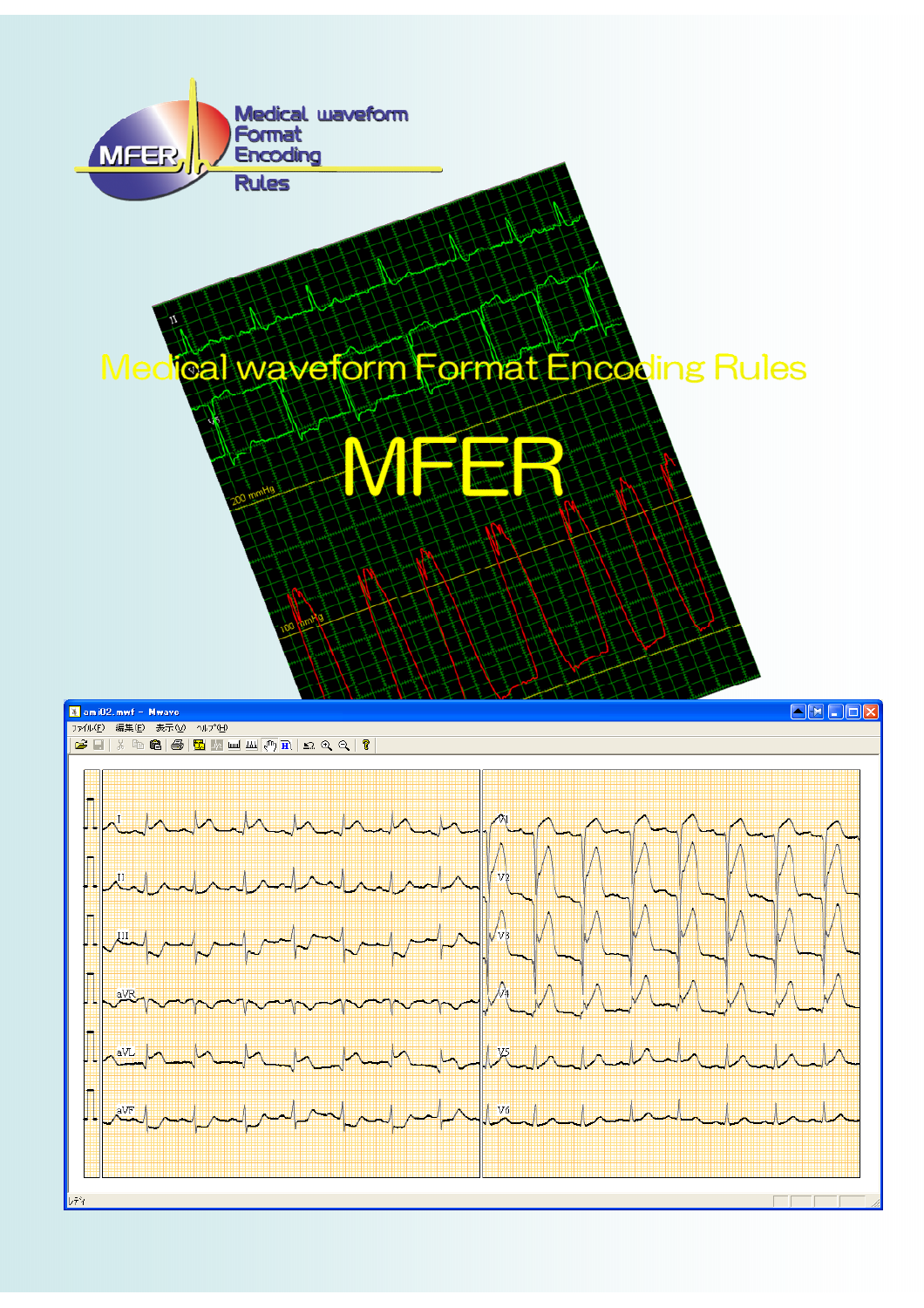Medical waveform Format Encoding Rules

# Medical waveform Format Encoding Rules

# MFER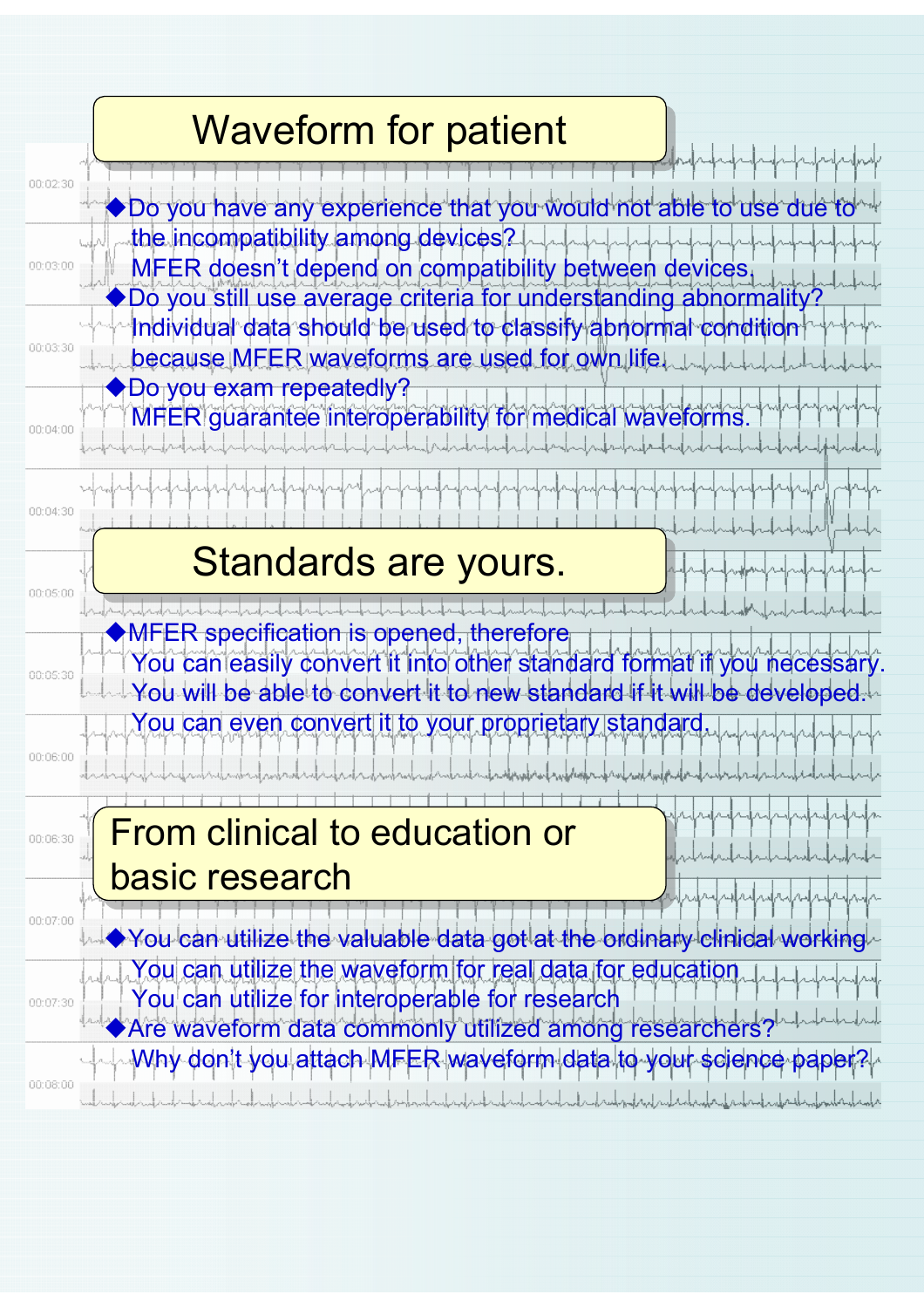## Waveform for patient

- Do you have any experience that you would not able to use due to the incompatibility among devices?
  MFER doesn't depend on compatibility between devices.
- Do you still use average criteria for understanding abnormality?
  Individual data should be used to classify abnormal condition because MFER waveforms are used for own life.
- Do you exam repeatedly?
  MFER guarantee interoperability for medical waveforms.

## Standards are yours.

- MFER specification is opened, therefore
  You can easily convert it into other standard format if you necessary.
  You will be able to convert it to new standard if it will be developed.
  You can even convert it to your proprietary standard.

## From clinical to education or basic research

- You can utilize the valuable data got at the ordinary clinical working
  You can utilize the waveform for real data for education
  You can utilize for interoperable for research
- Are waveform data commonly utilized among researchers?
  Why don't you attach MFER waveform data to your science paper?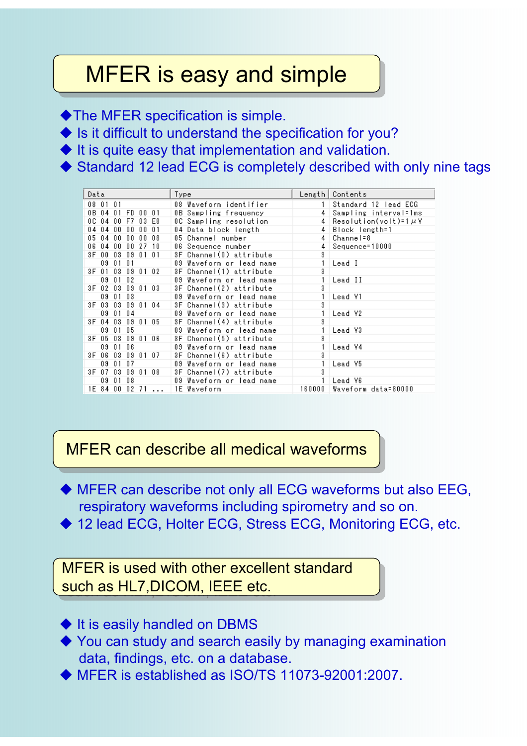# MFER is easy and simple

- The MFER specification is simple.
- Is it difficult to understand the specification for you?
- It is quite easy that implementation and validation.
- Standard 12 lead ECG is completely described with only nine tags

| Data | Type | Length | Contents |
|---|---|---|---|
| 08 01 01 | 08 Waveform identifier | 1 | Standard 12 lead ECG |
| 0B 04 01 FD 00 01 | 0B Sampling frequency | 4 | Sampling interval=1ms |
| 0C 04 00 F7 03 E8 | 0C Sampling resolution | 4 | Resolution(volt)=1μV |
| 04 04 00 00 00 01 | 04 Data block length | 4 | Block length=1 |
| 05 04 00 00 00 08 | 05 Channel number | 4 | Channel=8 |
| 06 04 00 00 27 10 | 06 Sequence number | 4 | Sequence=10000 |
| 3F 00 03 09 01 01 | 3F Channel(0) attribute | 3 | |
| 09 01 01 | 09 Waveform or lead name | 1 | Lead I |
| 3F 01 03 09 01 02 | 3F Channel(1) attribute | 3 | |
| 09 01 02 | 09 Waveform or lead name | 1 | Lead II |
| 3F 02 03 09 01 03 | 3F Channel(2) attribute | 3 | |
| 09 01 03 | 09 Waveform or lead name | 1 | Lead V1 |
| 3F 03 03 09 01 04 | 3F Channel(3) attribute | 3 | |
| 09 01 04 | 09 Waveform or lead name | 1 | Lead V2 |
| 3F 04 03 09 01 05 | 3F Channel(4) attribute | 3 | |
| 09 01 05 | 09 Waveform or lead name | 1 | Lead V3 |
| 3F 05 03 09 01 06 | 3F Channel(5) attribute | 3 | |
| 09 01 06 | 09 Waveform or lead name | 1 | Lead V4 |
| 3F 06 03 09 01 07 | 3F Channel(6) attribute | 3 | |
| 09 01 07 | 09 Waveform or lead name | 1 | Lead V5 |
| 3F 07 03 09 01 08 | 3F Channel(7) attribute | 3 | |
| 09 01 08 | 09 Waveform or lead name | 1 | Lead V6 |
| 1E 84 00 02 71 ... | 1E Waveform | 160000 | Waveform data=80000 |

# MFER can describe all medical waveforms

- MFER can describe not only all ECG waveforms but also EEG, respiratory waveforms including spirometry and so on.
- 12 lead ECG, Holter ECG, Stress ECG, Monitoring ECG, etc.

# MFER is used with other excellent standard such as HL7,DICOM, IEEE etc.

- It is easily handled on DBMS
- You can study and search easily by managing examination data, findings, etc. on a database.
- MFER is established as ISO/TS 11073-92001:2007.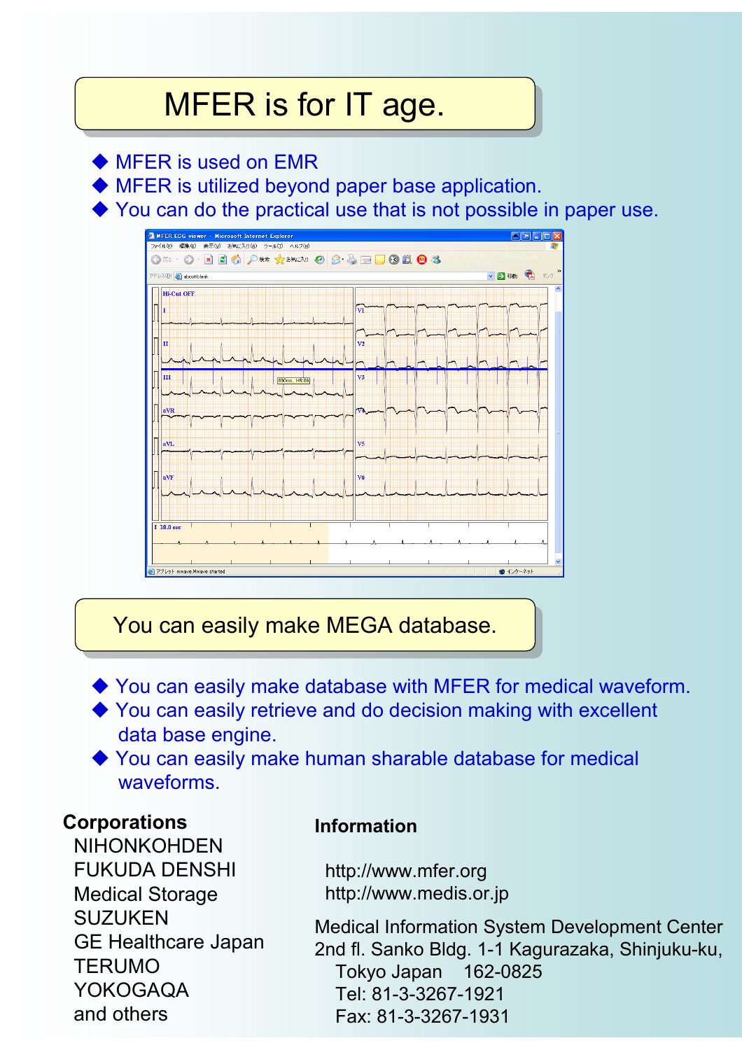# MFER is for IT age.

- MFER is used on EMR
- MFER is utilized beyond paper base application.
- You can do the practical use that is not possible in paper use.

# You can easily make MEGA database.

- You can easily make database with MFER for medical waveform.
- You can easily retrieve and do decision making with excellent data base engine.
- You can easily make human sharable database for medical waveforms.

**Corporations**

NIHONKOHDEN
FUKUDA DENSHI
Medical Storage
SUZUKEN
GE Healthcare Japan
TERUMO
YOKOGAQA
and others

**Information**

http://www.mfer.org
http://www.medis.or.jp

Medical Information System Development Center
2nd fl. Sanko Bldg. 1-1 Kagurazaka, Shinjuku-ku,
Tokyo Japan 162-0825
Tel: 81-3-3267-1921
Fax: 81-3-3267-1931